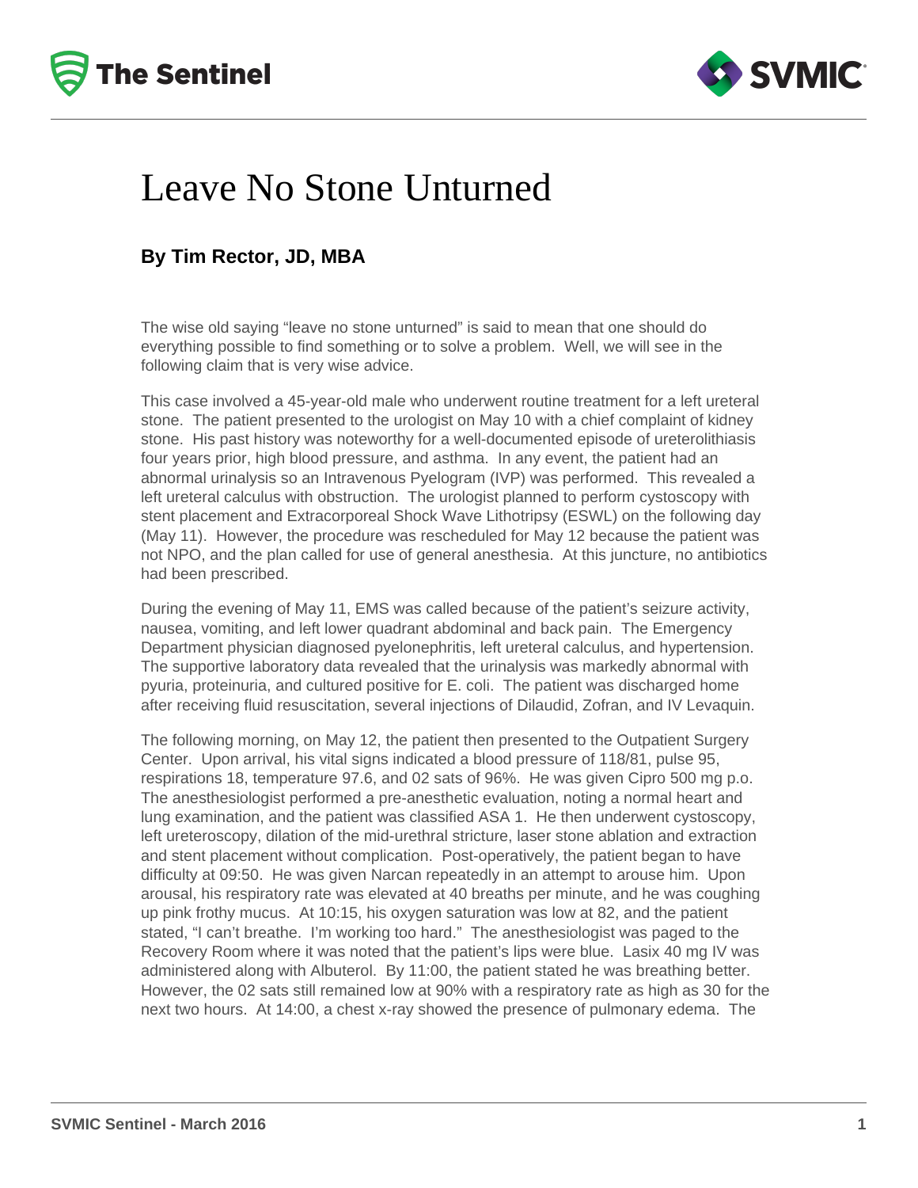# Leave No Stone Unturned

**By Tim Rector, JD, MBA**

The wise old saying "leave no stone unturned" is said to mean that one should do everything possible to find something or to solve a problem. Well, we will see in the following claim that is very wise advice.

This case involved a 45-year-old male who underwent routine treatment for a left ureteral stone. The patient presented to the urologist on May 10 with a chief complaint of kidney stone. His past history was noteworthy for a well-documented episode of ureterolithiasis four years prior, high blood pressure, and asthma. In any event, the patient had an abnormal urinalysis so an Intravenous Pyelogram (IVP) was performed. This revealed a left ureteral calculus with obstruction. The urologist planned to perform cystoscopy with stent placement and Extracorporeal Shock Wave Lithotripsy (ESWL) on the following day (May 11). However, the procedure was rescheduled for May 12 because the patient was not NPO, and the plan called for use of general anesthesia. At this juncture, no antibiotics had been prescribed.

During the evening of May 11, EMS was called because of the patient's seizure activity, nausea, vomiting, and left lower quadrant abdominal and back pain. The Emergency Department physician diagnosed pyelonephritis, left ureteral calculus, and hypertension. The supportive laboratory data revealed that the urinalysis was markedly abnormal with pyuria, proteinuria, and cultured positive for E. coli. The patient was discharged home after receiving fluid resuscitation, several injections of Dilaudid, Zofran, and IV Levaquin.

The following morning, on May 12, the patient then presented to the Outpatient Surgery Center. Upon arrival, his vital signs indicated a blood pressure of 118/81, pulse 95, respirations 18, temperature 97.6, and 02 sats of 96%. He was given Cipro 500 mg p.o. The anesthesiologist performed a pre-anesthetic evaluation, noting a normal heart and lung examination, and the patient was classified ASA 1. He then underwent cystoscopy, left ureteroscopy, dilation of the mid-urethral stricture, laser stone ablation and extraction and stent placement without complication. Post-operatively, the patient began to have difficulty at 09:50. He was given Narcan repeatedly in an attempt to arouse him. Upon arousal, his respiratory rate was elevated at 40 breaths per minute, and he was coughing up pink frothy mucus. At 10:15, his oxygen saturation was low at 82, and the patient stated, "I can't breathe. I'm working too hard." The anesthesiologist was paged to the Recovery Room where it was noted that the patient's lips were blue. Lasix 40 mg IV was administered along with Albuterol. By 11:00, the patient stated he was breathing better. However, the 02 sats still remained low at 90% with a respiratory rate as high as 30 for the next two hours. At 14:00, a chest x-ray showed the presence of pulmonary edema. The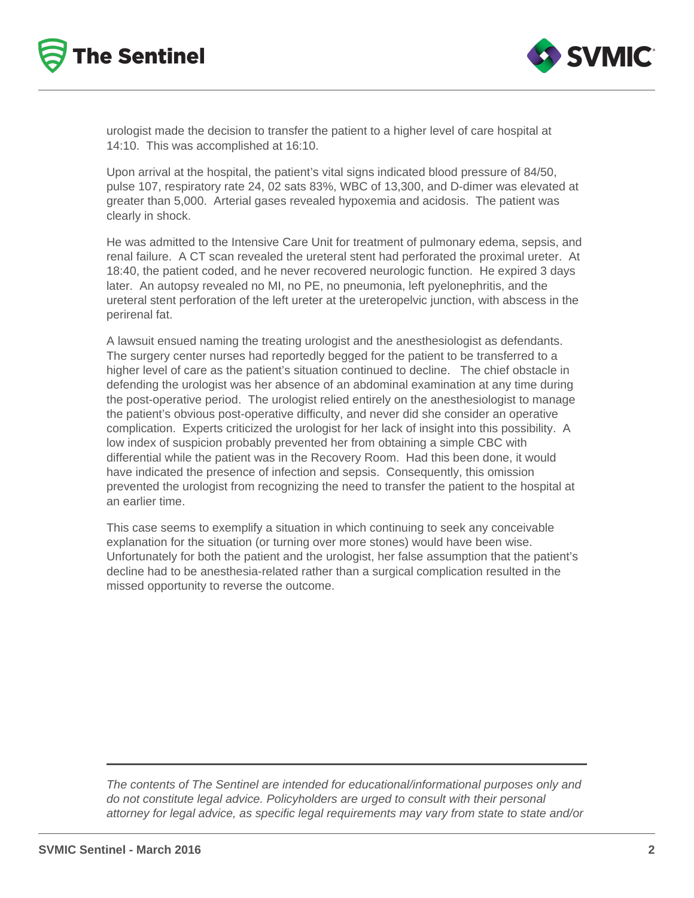urologist made the decision to transfer the patient to a higher level of care hospital at 14:10. This was accomplished at 16:10.

Upon arrival at the hospital, the patient's vital signs indicated blood pressure of 84/50, pulse 107, respiratory rate 24, 02 sats 83%, WBC of 13,300, and D-dimer was elevated at greater than 5,000. Arterial gases revealed hypoxemia and acidosis. The patient was clearly in shock.

He was admitted to the Intensive Care Unit for treatment of pulmonary edema, sepsis, and renal failure. A CT scan revealed the ureteral stent had perforated the proximal ureter. At 18:40, the patient coded, and he never recovered neurologic function. He expired 3 days later. An autopsy revealed no MI, no PE, no pneumonia, left pyelonephritis, and the ureteral stent perforation of the left ureter at the ureteropelvic junction, with abscess in the perirenal fat.

A lawsuit ensued naming the treating urologist and the anesthesiologist as defendants. The surgery center nurses had reportedly begged for the patient to be transferred to a higher level of care as the patient's situation continued to decline. The chief obstacle in defending the urologist was her absence of an abdominal examination at any time during the post-operative period. The urologist relied entirely on the anesthesiologist to manage the patient's obvious post-operative difficulty, and never did she consider an operative complication. Experts criticized the urologist for her lack of insight into this possibility. A low index of suspicion probably prevented her from obtaining a simple CBC with differential while the patient was in the Recovery Room. Had this been done, it would have indicated the presence of infection and sepsis. Consequently, this omission prevented the urologist from recognizing the need to transfer the patient to the hospital at an earlier time.

This case seems to exemplify a situation in which continuing to seek any conceivable explanation for the situation (or turning over more stones) would have been wise. Unfortunately for both the patient and the urologist, her false assumption that the patient's decline had to be anesthesia-related rather than a surgical complication resulted in the missed opportunity to reverse the outcome.

---

*The contents of The Sentinel are intended for educational/informational purposes only and do not constitute legal advice. Policyholders are urged to consult with their personal attorney for legal advice, as specific legal requirements may vary from state to state and/or*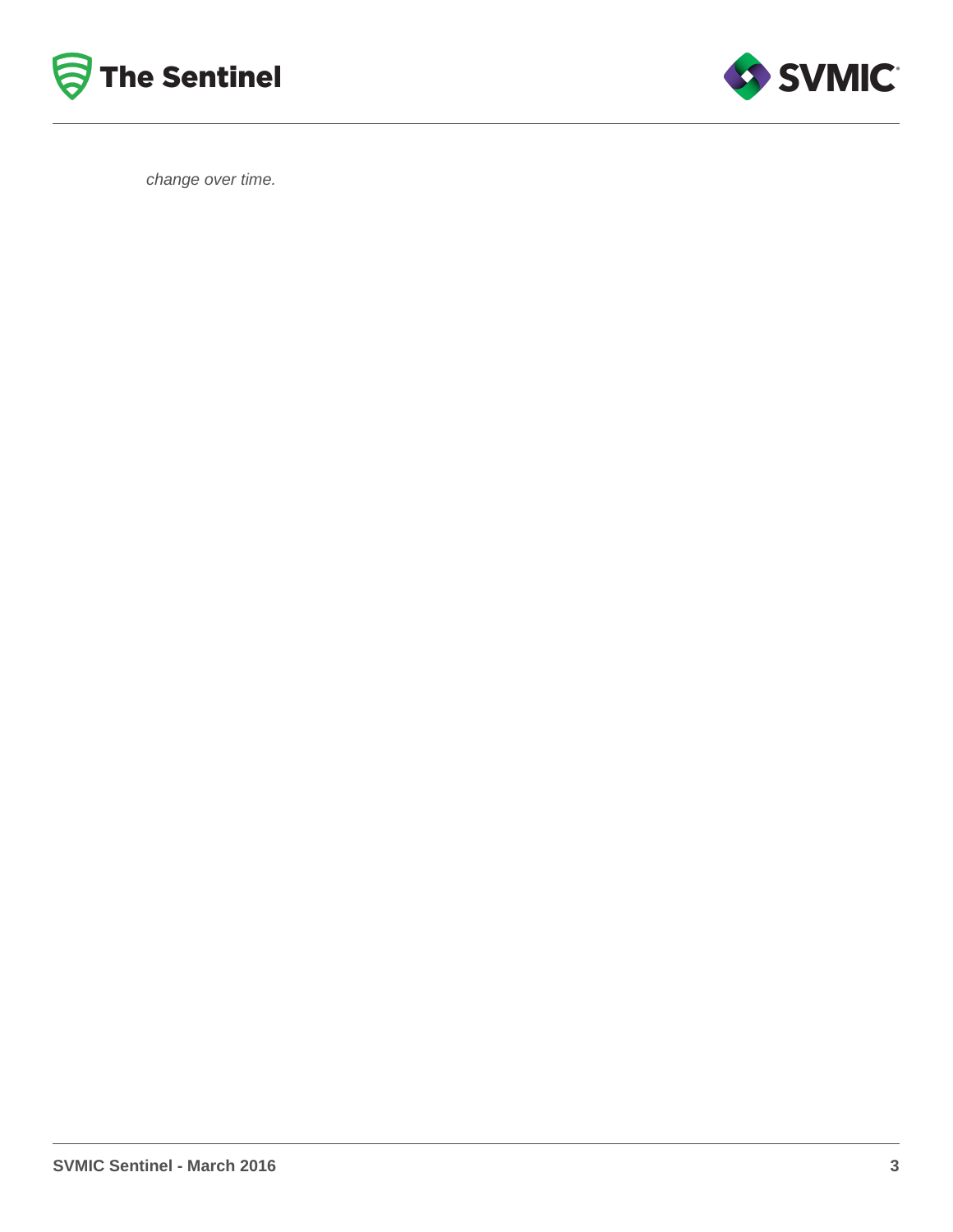*change over time.*